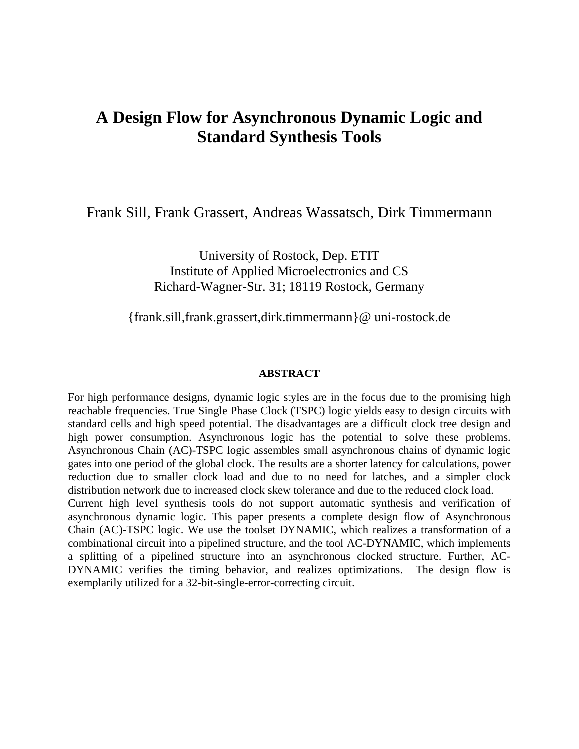# A Design Flow for Asynchronous Dynamic Logic and Standard Synthesis Tools

Frank Sill, Frank Grassert, Andreas Wassatsch, Dirk Timmermann

University of Rostock, Dep. ETIT
Institute of Applied Microelectronics and CS
Richard-Wagner-Str. 31; 18119 Rostock, Germany

{frank.sill,frank.grassert,dirk.timmermann}@ uni-rostock.de

## ABSTRACT

For high performance designs, dynamic logic styles are in the focus due to the promising high reachable frequencies. True Single Phase Clock (TSPC) logic yields easy to design circuits with standard cells and high speed potential. The disadvantages are a difficult clock tree design and high power consumption. Asynchronous logic has the potential to solve these problems. Asynchronous Chain (AC)-TSPC logic assembles small asynchronous chains of dynamic logic gates into one period of the global clock. The results are a shorter latency for calculations, power reduction due to smaller clock load and due to no need for latches, and a simpler clock distribution network due to increased clock skew tolerance and due to the reduced clock load.
Current high level synthesis tools do not support automatic synthesis and verification of asynchronous dynamic logic. This paper presents a complete design flow of Asynchronous Chain (AC)-TSPC logic. We use the toolset DYNAMIC, which realizes a transformation of a combinational circuit into a pipelined structure, and the tool AC-DYNAMIC, which implements a splitting of a pipelined structure into an asynchronous clocked structure. Further, AC-DYNAMIC verifies the timing behavior, and realizes optimizations. The design flow is exemplarily utilized for a 32-bit-single-error-correcting circuit.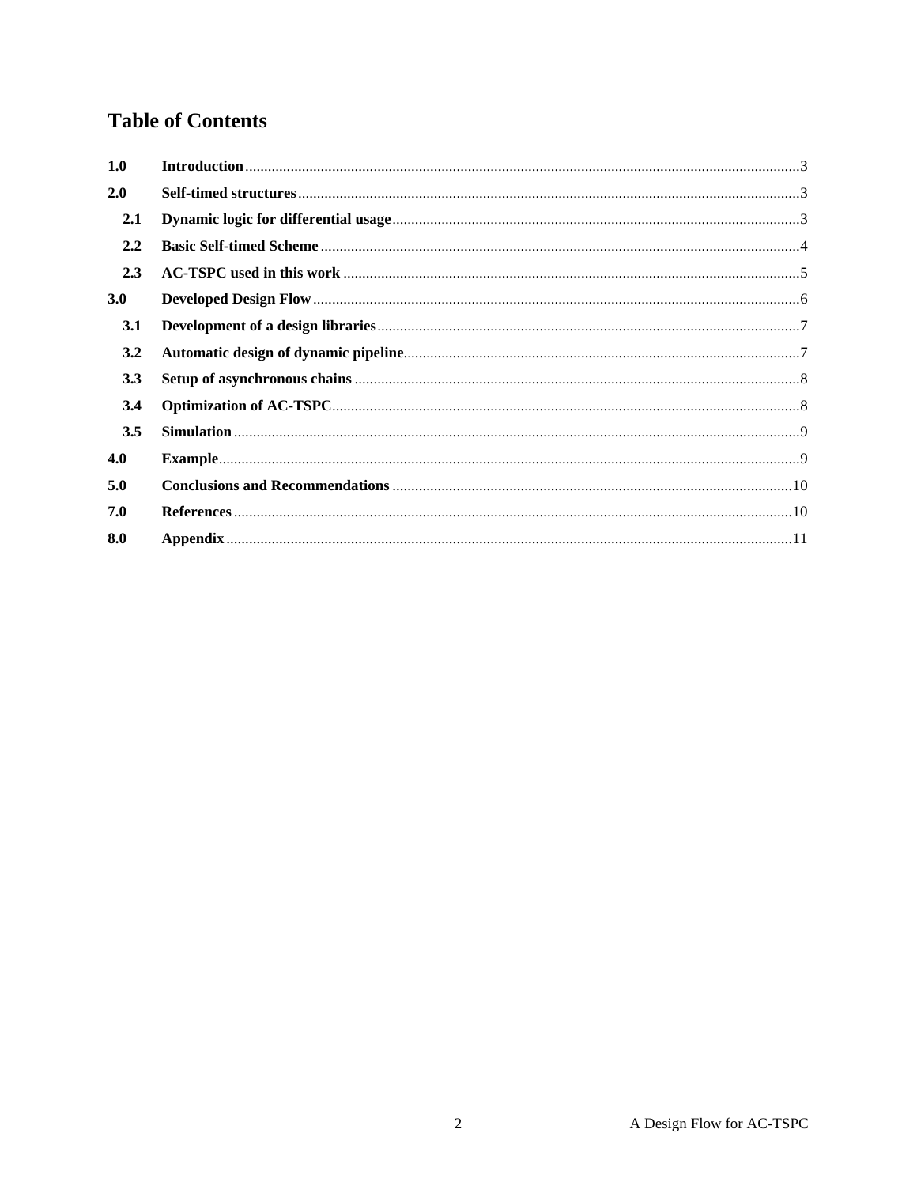# Table of Contents

| | | |
|---|---|---|
| **1.0** | **Introduction** | 3 |
| **2.0** | **Self-timed structures** | 3 |
| **2.1** | **Dynamic logic for differential usage** | 3 |
| **2.2** | **Basic Self-timed Scheme** | 4 |
| **2.3** | **AC-TSPC used in this work** | 5 |
| **3.0** | **Developed Design Flow** | 6 |
| **3.1** | **Development of a design libraries** | 7 |
| **3.2** | **Automatic design of dynamic pipeline** | 7 |
| **3.3** | **Setup of asynchronous chains** | 8 |
| **3.4** | **Optimization of AC-TSPC** | 8 |
| **3.5** | **Simulation** | 9 |
| **4.0** | **Example** | 9 |
| **5.0** | **Conclusions and Recommendations** | 10 |
| **7.0** | **References** | 10 |
| **8.0** | **Appendix** | 11 |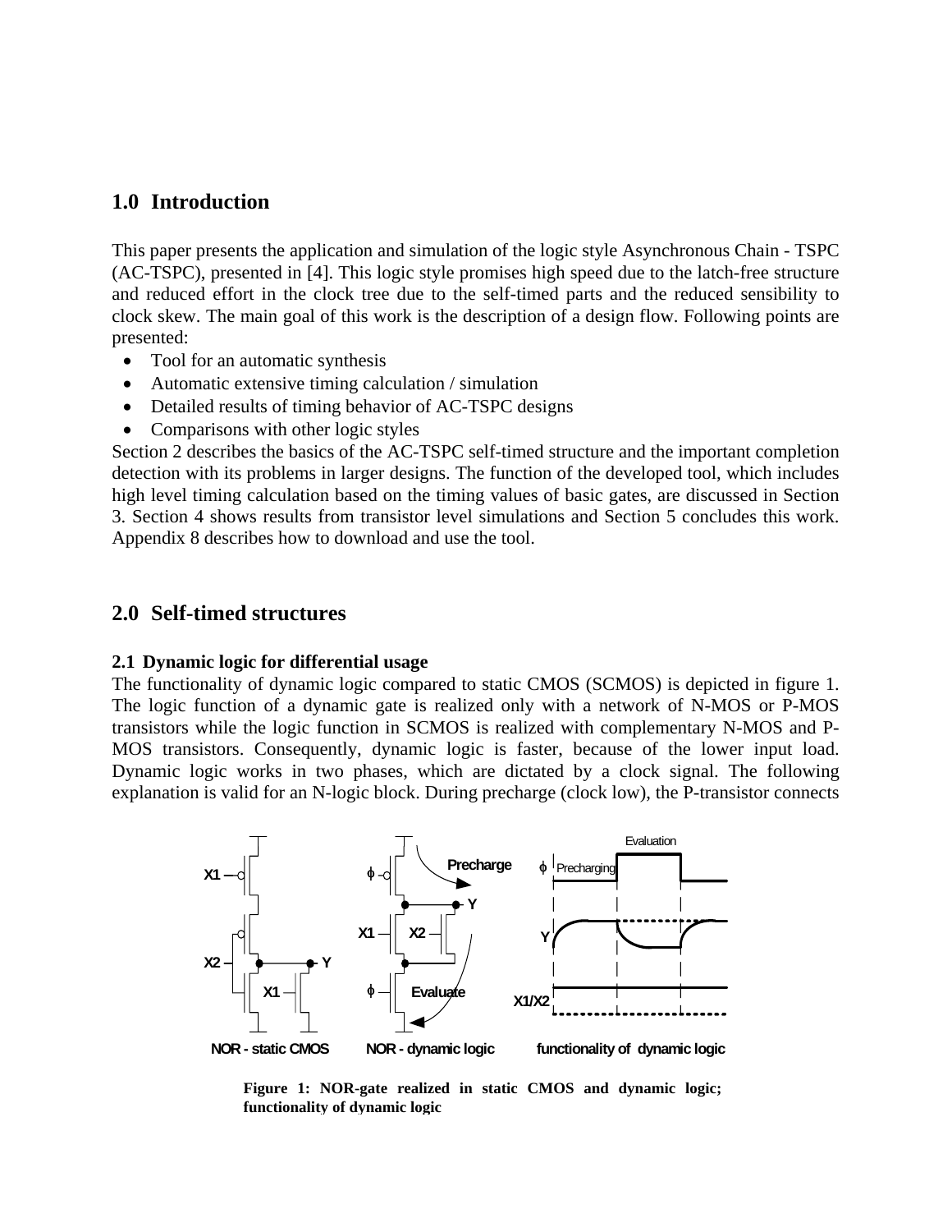# 1.0 Introduction

This paper presents the application and simulation of the logic style Asynchronous Chain - TSPC (AC-TSPC), presented in [4]. This logic style promises high speed due to the latch-free structure and reduced effort in the clock tree due to the self-timed parts and the reduced sensibility to clock skew. The main goal of this work is the description of a design flow. Following points are presented:

- Tool for an automatic synthesis
- Automatic extensive timing calculation / simulation
- Detailed results of timing behavior of AC-TSPC designs
- Comparisons with other logic styles

Section 2 describes the basics of the AC-TSPC self-timed structure and the important completion detection with its problems in larger designs. The function of the developed tool, which includes high level timing calculation based on the timing values of basic gates, are discussed in Section 3. Section 4 shows results from transistor level simulations and Section 5 concludes this work. Appendix 8 describes how to download and use the tool.

# 2.0 Self-timed structures

## 2.1 Dynamic logic for differential usage

The functionality of dynamic logic compared to static CMOS (SCMOS) is depicted in figure 1. The logic function of a dynamic gate is realized only with a network of N-MOS or P-MOS transistors while the logic function in SCMOS is realized with complementary N-MOS and P-MOS transistors. Consequently, dynamic logic is faster, because of the lower input load. Dynamic logic works in two phases, which are dictated by a clock signal. The following explanation is valid for an N-logic block. During precharge (clock low), the P-transistor connects

**Figure 1: NOR-gate realized in static CMOS and dynamic logic; functionality of dynamic logic**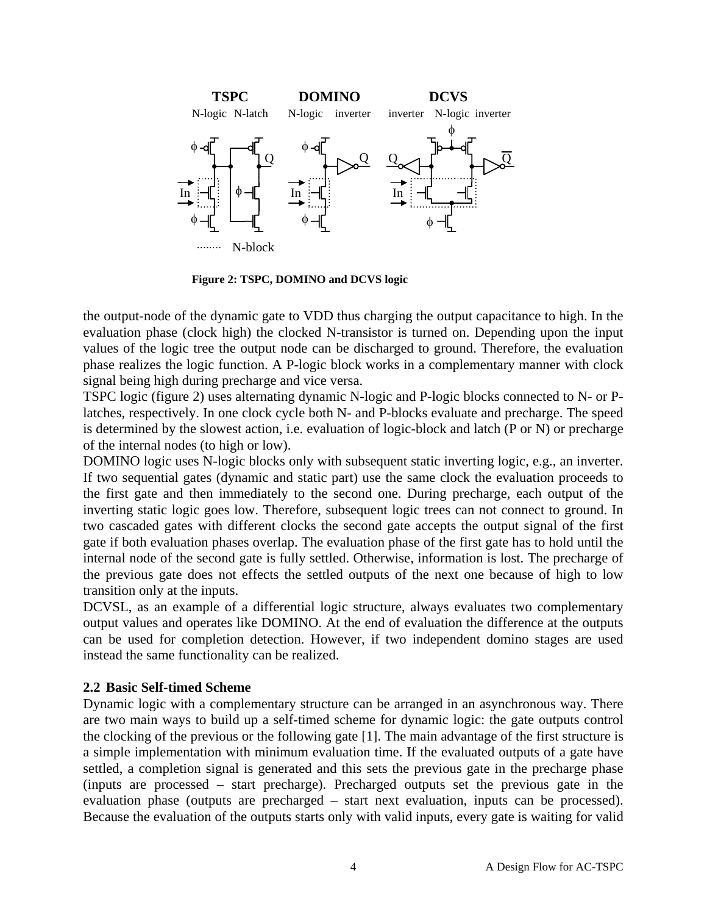**Figure 2: TSPC, DOMINO and DCVS logic**

the output-node of the dynamic gate to VDD thus charging the output capacitance to high. In the evaluation phase (clock high) the clocked N-transistor is turned on. Depending upon the input values of the logic tree the output node can be discharged to ground. Therefore, the evaluation phase realizes the logic function. A P-logic block works in a complementary manner with clock signal being high during precharge and vice versa.

TSPC logic (figure 2) uses alternating dynamic N-logic and P-logic blocks connected to N- or P-latches, respectively. In one clock cycle both N- and P-blocks evaluate and precharge. The speed is determined by the slowest action, i.e. evaluation of logic-block and latch (P or N) or precharge of the internal nodes (to high or low).

DOMINO logic uses N-logic blocks only with subsequent static inverting logic, e.g., an inverter. If two sequential gates (dynamic and static part) use the same clock the evaluation proceeds to the first gate and then immediately to the second one. During precharge, each output of the inverting static logic goes low. Therefore, subsequent logic trees can not connect to ground. In two cascaded gates with different clocks the second gate accepts the output signal of the first gate if both evaluation phases overlap. The evaluation phase of the first gate has to hold until the internal node of the second gate is fully settled. Otherwise, information is lost. The precharge of the previous gate does not effects the settled outputs of the next one because of high to low transition only at the inputs.

DCVSL, as an example of a differential logic structure, always evaluates two complementary output values and operates like DOMINO. At the end of evaluation the difference at the outputs can be used for completion detection. However, if two independent domino stages are used instead the same functionality can be realized.

### 2.2 Basic Self-timed Scheme

Dynamic logic with a complementary structure can be arranged in an asynchronous way. There are two main ways to build up a self-timed scheme for dynamic logic: the gate outputs control the clocking of the previous or the following gate [1]. The main advantage of the first structure is a simple implementation with minimum evaluation time. If the evaluated outputs of a gate have settled, a completion signal is generated and this sets the previous gate in the precharge phase (inputs are processed – start precharge). Precharged outputs set the previous gate in the evaluation phase (outputs are precharged – start next evaluation, inputs can be processed). Because the evaluation of the outputs starts only with valid inputs, every gate is waiting for valid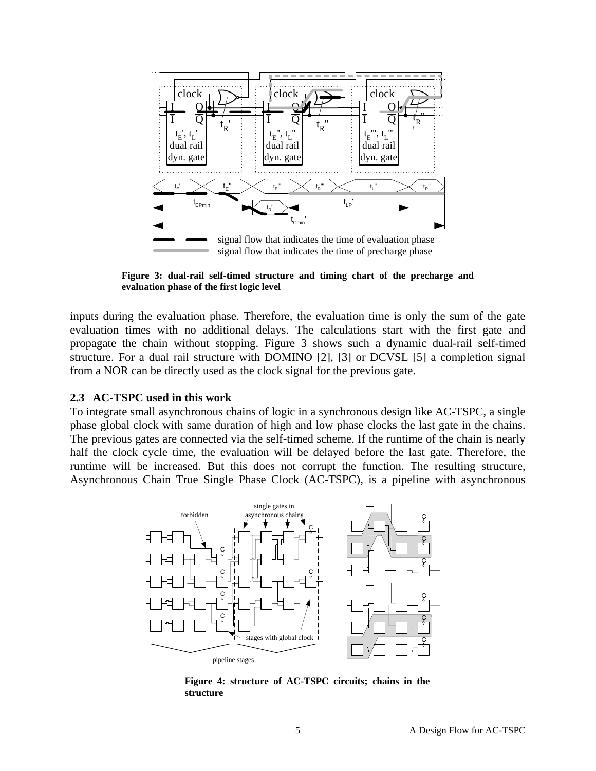**Figure 3: dual-rail self-timed structure and timing chart of the precharge and evaluation phase of the first logic level**

inputs during the evaluation phase. Therefore, the evaluation time is only the sum of the gate evaluation times with no additional delays. The calculations start with the first gate and propagate the chain without stopping. Figure 3 shows such a dynamic dual-rail self-timed structure. For a dual rail structure with DOMINO [2], [3] or DCVSL [5] a completion signal from a NOR can be directly used as the clock signal for the previous gate.

### 2.3 AC-TSPC used in this work

To integrate small asynchronous chains of logic in a synchronous design like AC-TSPC, a single phase global clock with same duration of high and low phase clocks the last gate in the chains. The previous gates are connected via the self-timed scheme. If the runtime of the chain is nearly half the clock cycle time, the evaluation will be delayed before the last gate. Therefore, the runtime will be increased. But this does not corrupt the function. The resulting structure, Asynchronous Chain True Single Phase Clock (AC-TSPC), is a pipeline with asynchronous

**Figure 4: structure of AC-TSPC circuits; chains in the structure**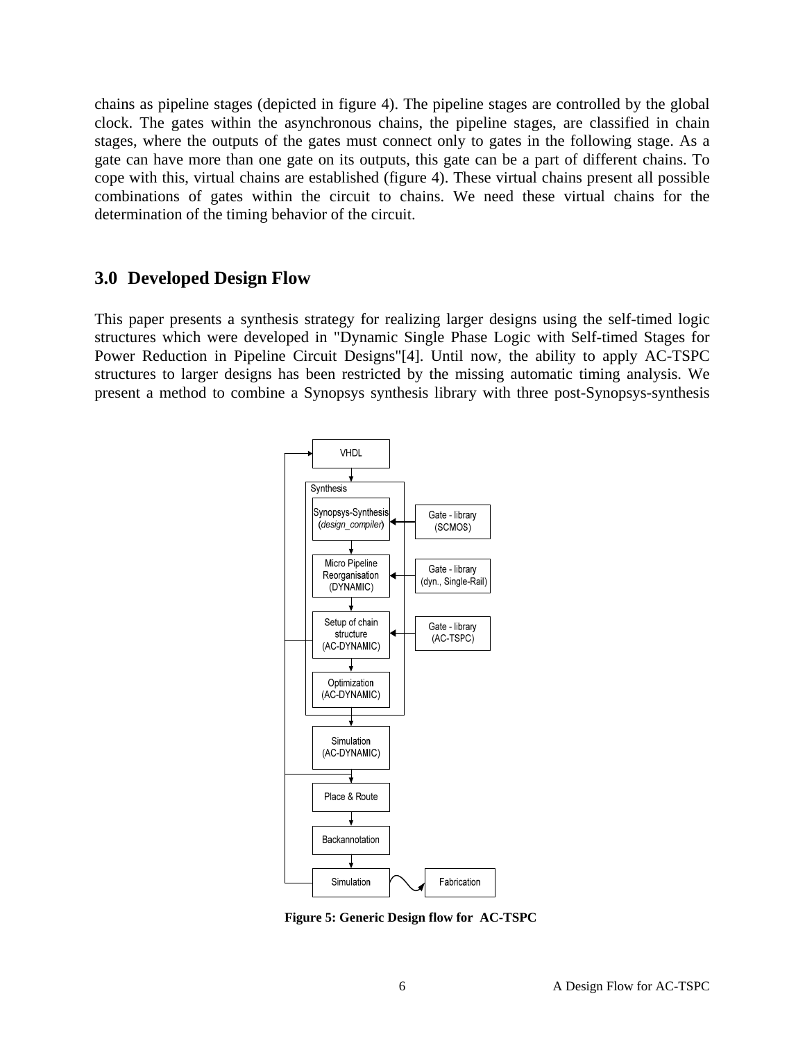chains as pipeline stages (depicted in figure 4). The pipeline stages are controlled by the global clock. The gates within the asynchronous chains, the pipeline stages, are classified in chain stages, where the outputs of the gates must connect only to gates in the following stage. As a gate can have more than one gate on its outputs, this gate can be a part of different chains. To cope with this, virtual chains are established (figure 4). These virtual chains present all possible combinations of gates within the circuit to chains. We need these virtual chains for the determination of the timing behavior of the circuit.

## 3.0 Developed Design Flow

This paper presents a synthesis strategy for realizing larger designs using the self-timed logic structures which were developed in "Dynamic Single Phase Logic with Self-timed Stages for Power Reduction in Pipeline Circuit Designs"[4]. Until now, the ability to apply AC-TSPC structures to larger designs has been restricted by the missing automatic timing analysis. We present a method to combine a Synopsys synthesis library with three post-Synopsys-synthesis

**Figure 5: Generic Design flow for AC-TSPC**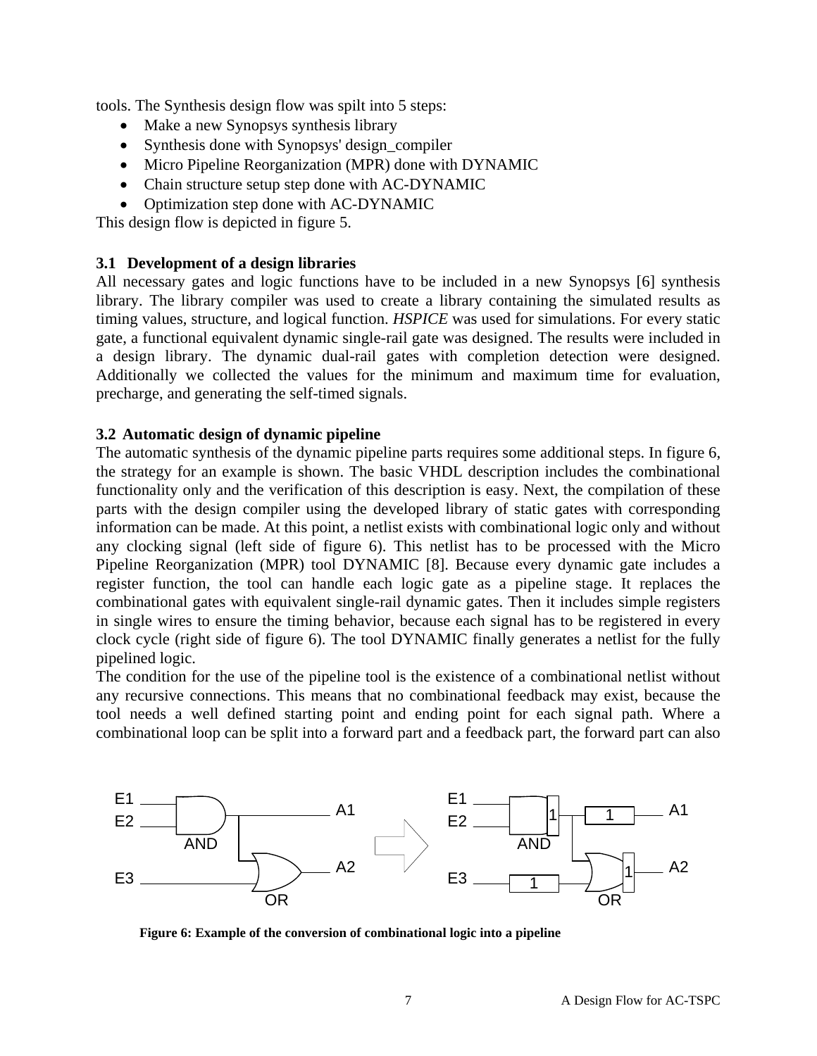tools. The Synthesis design flow was spilt into 5 steps:

- Make a new Synopsys synthesis library
- Synthesis done with Synopsys' design_compiler
- Micro Pipeline Reorganization (MPR) done with DYNAMIC
- Chain structure setup step done with AC-DYNAMIC
- Optimization step done with AC-DYNAMIC

This design flow is depicted in figure 5.

### 3.1 Development of a design libraries

All necessary gates and logic functions have to be included in a new Synopsys [6] synthesis library. The library compiler was used to create a library containing the simulated results as timing values, structure, and logical function. *HSPICE* was used for simulations. For every static gate, a functional equivalent dynamic single-rail gate was designed. The results were included in a design library. The dynamic dual-rail gates with completion detection were designed. Additionally we collected the values for the minimum and maximum time for evaluation, precharge, and generating the self-timed signals.

### 3.2 Automatic design of dynamic pipeline

The automatic synthesis of the dynamic pipeline parts requires some additional steps. In figure 6, the strategy for an example is shown. The basic VHDL description includes the combinational functionality only and the verification of this description is easy. Next, the compilation of these parts with the design compiler using the developed library of static gates with corresponding information can be made. At this point, a netlist exists with combinational logic only and without any clocking signal (left side of figure 6). This netlist has to be processed with the Micro Pipeline Reorganization (MPR) tool DYNAMIC [8]. Because every dynamic gate includes a register function, the tool can handle each logic gate as a pipeline stage. It replaces the combinational gates with equivalent single-rail dynamic gates. Then it includes simple registers in single wires to ensure the timing behavior, because each signal has to be registered in every clock cycle (right side of figure 6). The tool DYNAMIC finally generates a netlist for the fully pipelined logic.

The condition for the use of the pipeline tool is the existence of a combinational netlist without any recursive connections. This means that no combinational feedback may exist, because the tool needs a well defined starting point and ending point for each signal path. Where a combinational loop can be split into a forward part and a feedback part, the forward part can also

**Figure 6: Example of the conversion of combinational logic into a pipeline**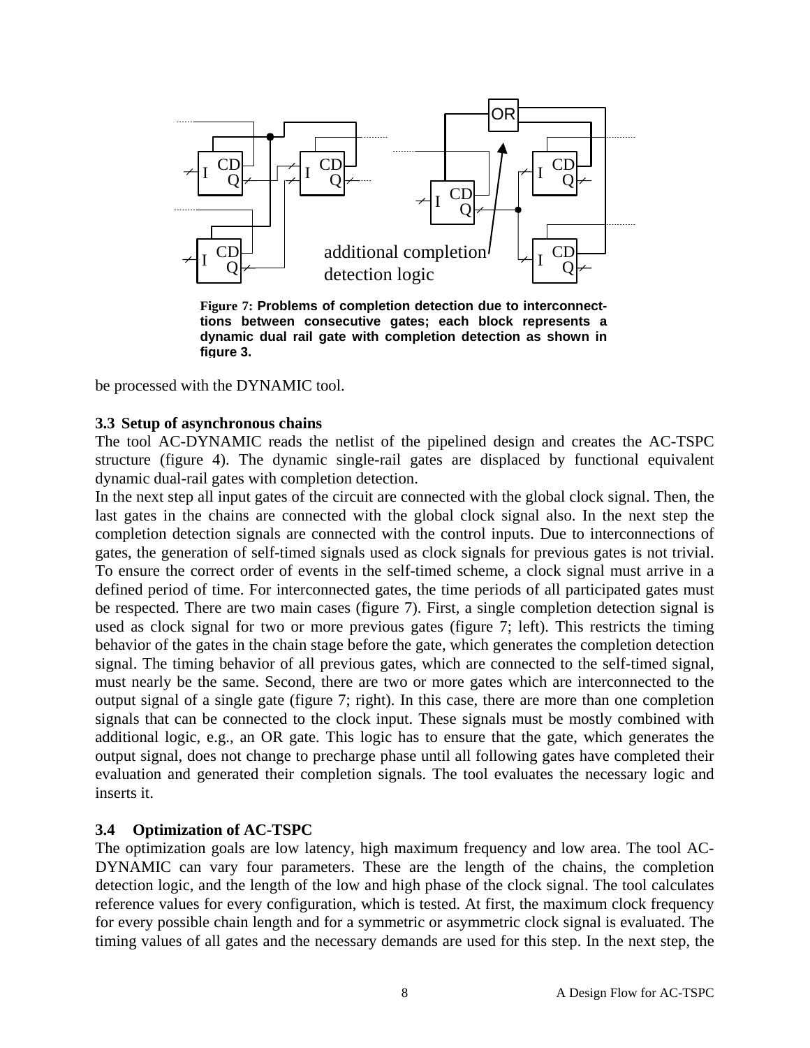**Figure 7: Problems of completion detection due to interconnecttions between consecutive gates; each block represents a dynamic dual rail gate with completion detection as shown in figure 3.**

be processed with the DYNAMIC tool.

### 3.3 Setup of asynchronous chains

The tool AC-DYNAMIC reads the netlist of the pipelined design and creates the AC-TSPC structure (figure 4). The dynamic single-rail gates are displaced by functional equivalent dynamic dual-rail gates with completion detection.

In the next step all input gates of the circuit are connected with the global clock signal. Then, the last gates in the chains are connected with the global clock signal also. In the next step the completion detection signals are connected with the control inputs. Due to interconnections of gates, the generation of self-timed signals used as clock signals for previous gates is not trivial. To ensure the correct order of events in the self-timed scheme, a clock signal must arrive in a defined period of time. For interconnected gates, the time periods of all participated gates must be respected. There are two main cases (figure 7). First, a single completion detection signal is used as clock signal for two or more previous gates (figure 7; left). This restricts the timing behavior of the gates in the chain stage before the gate, which generates the completion detection signal. The timing behavior of all previous gates, which are connected to the self-timed signal, must nearly be the same. Second, there are two or more gates which are interconnected to the output signal of a single gate (figure 7; right). In this case, there are more than one completion signals that can be connected to the clock input. These signals must be mostly combined with additional logic, e.g., an OR gate. This logic has to ensure that the gate, which generates the output signal, does not change to precharge phase until all following gates have completed their evaluation and generated their completion signals. The tool evaluates the necessary logic and inserts it.

### 3.4 Optimization of AC-TSPC

The optimization goals are low latency, high maximum frequency and low area. The tool AC-DYNAMIC can vary four parameters. These are the length of the chains, the completion detection logic, and the length of the low and high phase of the clock signal. The tool calculates reference values for every configuration, which is tested. At first, the maximum clock frequency for every possible chain length and for a symmetric or asymmetric clock signal is evaluated. The timing values of all gates and the necessary demands are used for this step. In the next step, the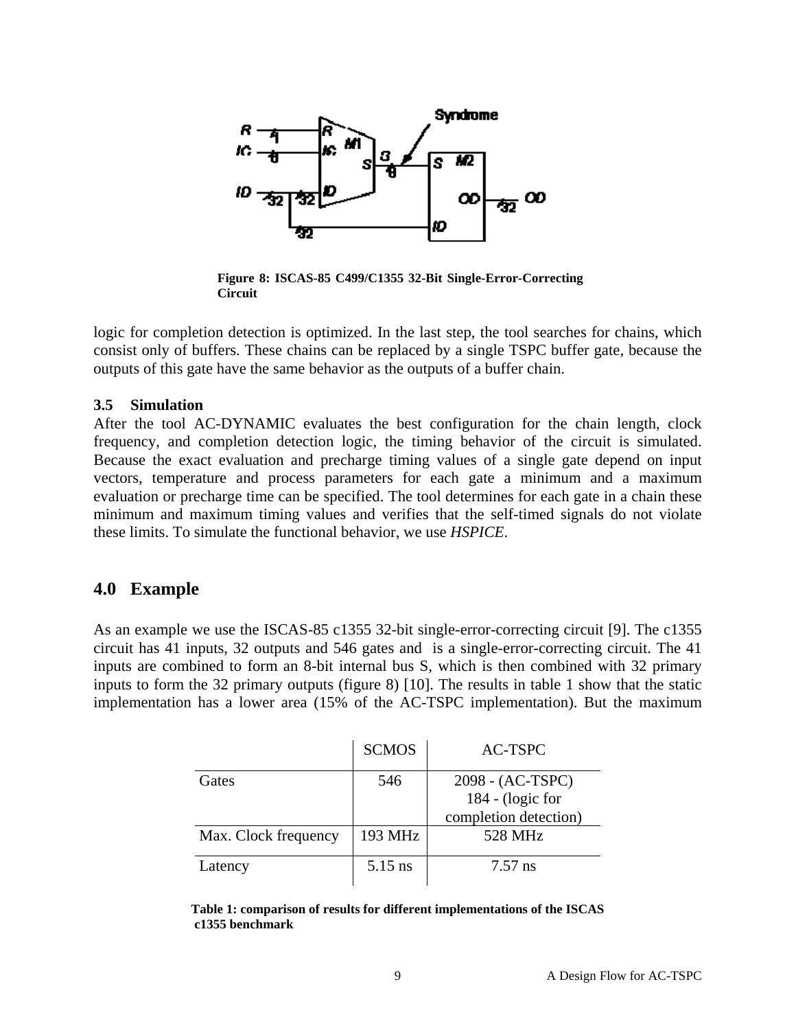Figure 8: ISCAS-85 C499/C1355 32-Bit Single-Error-Correcting Circuit

logic for completion detection is optimized. In the last step, the tool searches for chains, which consist only of buffers. These chains can be replaced by a single TSPC buffer gate, because the outputs of this gate have the same behavior as the outputs of a buffer chain.

### 3.5 Simulation

After the tool AC-DYNAMIC evaluates the best configuration for the chain length, clock frequency, and completion detection logic, the timing behavior of the circuit is simulated. Because the exact evaluation and precharge timing values of a single gate depend on input vectors, temperature and process parameters for each gate a minimum and a maximum evaluation or precharge time can be specified. The tool determines for each gate in a chain these minimum and maximum timing values and verifies that the self-timed signals do not violate these limits. To simulate the functional behavior, we use *HSPICE*.

## 4.0 Example

As an example we use the ISCAS-85 c1355 32-bit single-error-correcting circuit [9]. The c1355 circuit has 41 inputs, 32 outputs and 546 gates and is a single-error-correcting circuit. The 41 inputs are combined to form an 8-bit internal bus S, which is then combined with 32 primary inputs to form the 32 primary outputs (figure 8) [10]. The results in table 1 show that the static implementation has a lower area (15% of the AC-TSPC implementation). But the maximum

| | SCMOS | AC-TSPC |
|---|---|---|
| Gates | 546 | 2098 - (AC-TSPC) 184 - (logic for completion detection) |
| Max. Clock frequency | 193 MHz | 528 MHz |
| Latency | 5.15 ns | 7.57 ns |

**Table 1: comparison of results for different implementations of the ISCAS c1355 benchmark**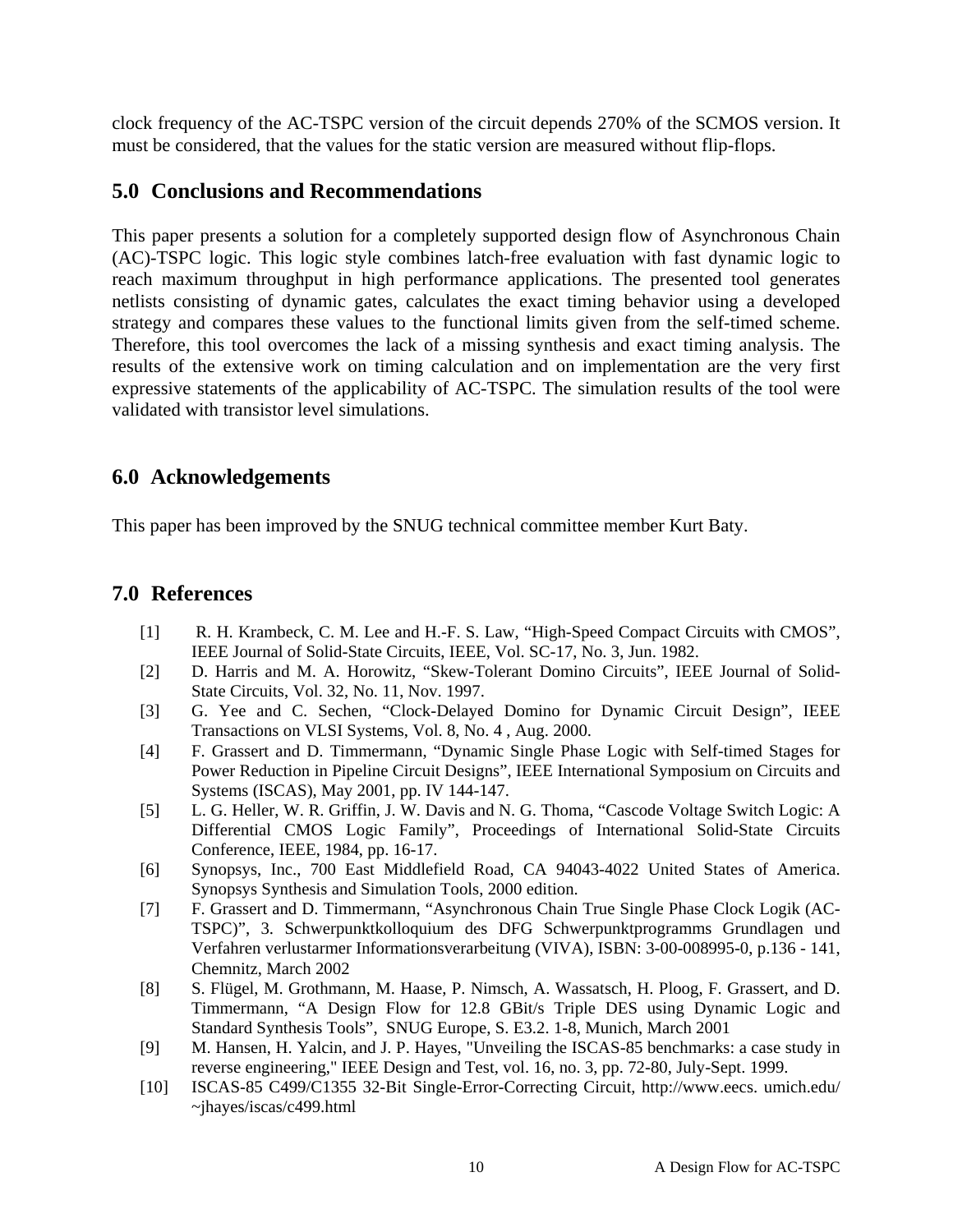clock frequency of the AC-TSPC version of the circuit depends 270% of the SCMOS version. It must be considered, that the values for the static version are measured without flip-flops.

## 5.0 Conclusions and Recommendations

This paper presents a solution for a completely supported design flow of Asynchronous Chain (AC)-TSPC logic. This logic style combines latch-free evaluation with fast dynamic logic to reach maximum throughput in high performance applications. The presented tool generates netlists consisting of dynamic gates, calculates the exact timing behavior using a developed strategy and compares these values to the functional limits given from the self-timed scheme. Therefore, this tool overcomes the lack of a missing synthesis and exact timing analysis. The results of the extensive work on timing calculation and on implementation are the very first expressive statements of the applicability of AC-TSPC. The simulation results of the tool were validated with transistor level simulations.

## 6.0 Acknowledgements

This paper has been improved by the SNUG technical committee member Kurt Baty.

## 7.0 References

[1] R. H. Krambeck, C. M. Lee and H.-F. S. Law, “High-Speed Compact Circuits with CMOS”, IEEE Journal of Solid-State Circuits, IEEE, Vol. SC-17, No. 3, Jun. 1982.

[2] D. Harris and M. A. Horowitz, “Skew-Tolerant Domino Circuits”, IEEE Journal of Solid-State Circuits, Vol. 32, No. 11, Nov. 1997.

[3] G. Yee and C. Sechen, “Clock-Delayed Domino for Dynamic Circuit Design”, IEEE Transactions on VLSI Systems, Vol. 8, No. 4 , Aug. 2000.

[4] F. Grassert and D. Timmermann, “Dynamic Single Phase Logic with Self-timed Stages for Power Reduction in Pipeline Circuit Designs”, IEEE International Symposium on Circuits and Systems (ISCAS), May 2001, pp. IV 144-147.

[5] L. G. Heller, W. R. Griffin, J. W. Davis and N. G. Thoma, “Cascode Voltage Switch Logic: A Differential CMOS Logic Family”, Proceedings of International Solid-State Circuits Conference, IEEE, 1984, pp. 16-17.

[6] Synopsys, Inc., 700 East Middlefield Road, CA 94043-4022 United States of America. Synopsys Synthesis and Simulation Tools, 2000 edition.

[7] F. Grassert and D. Timmermann, “Asynchronous Chain True Single Phase Clock Logik (AC-TSPC)”, 3. Schwerpunktkolloquium des DFG Schwerpunktprogramms Grundlagen und Verfahren verlustarmer Informationsverarbeitung (VIVA), ISBN: 3-00-008995-0, p.136 - 141, Chemnitz, March 2002

[8] S. Flügel, M. Grothmann, M. Haase, P. Nimsch, A. Wassatsch, H. Ploog, F. Grassert, and D. Timmermann, “A Design Flow for 12.8 GBit/s Triple DES using Dynamic Logic and Standard Synthesis Tools”, SNUG Europe, S. E3.2. 1-8, Munich, March 2001

[9] M. Hansen, H. Yalcin, and J. P. Hayes, "Unveiling the ISCAS-85 benchmarks: a case study in reverse engineering," IEEE Design and Test, vol. 16, no. 3, pp. 72-80, July-Sept. 1999.

[10] ISCAS-85 C499/C1355 32-Bit Single-Error-Correcting Circuit, http://www.eecs. umich.edu/ ~jhayes/iscas/c499.html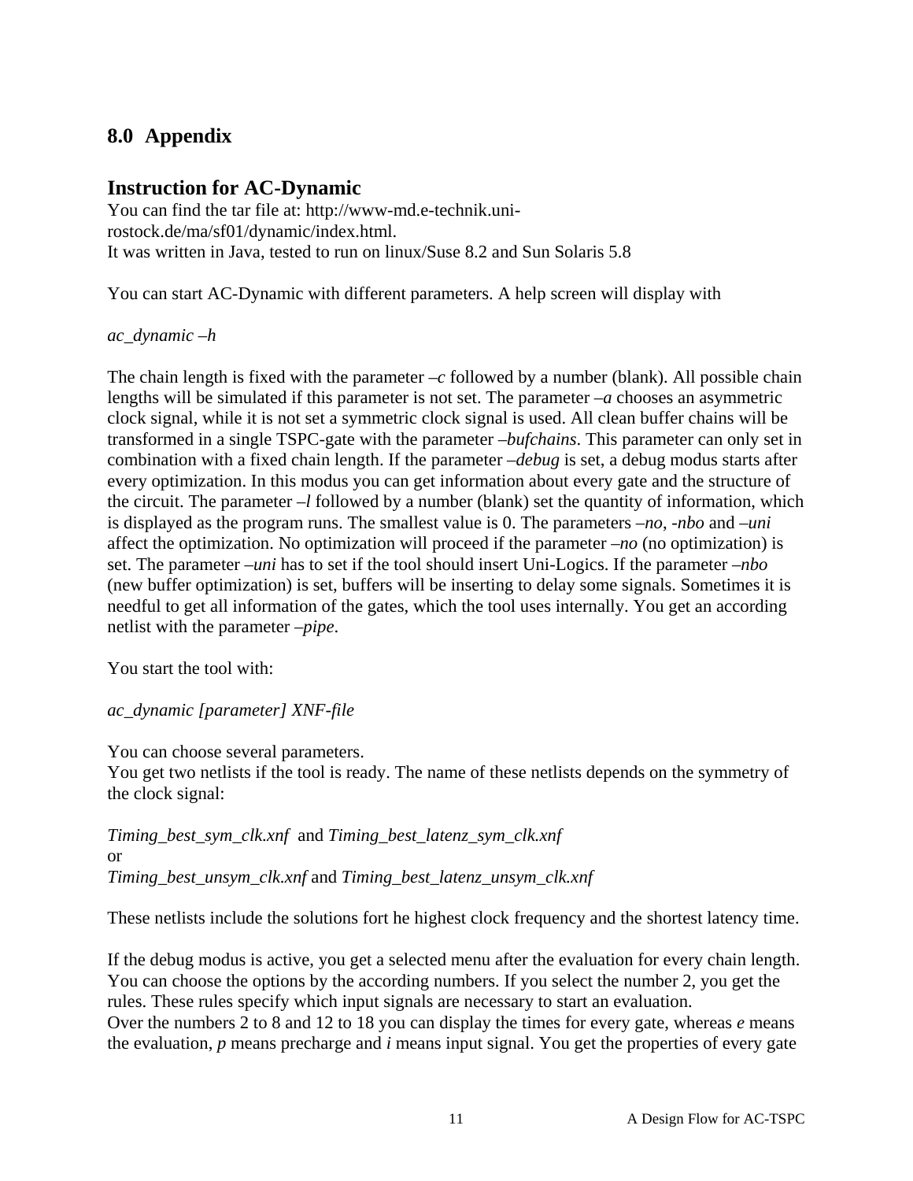# 8.0 Appendix

## Instruction for AC-Dynamic

You can find the tar file at: http://www-md.e-technik.uni-rostock.de/ma/sf01/dynamic/index.html.
It was written in Java, tested to run on linux/Suse 8.2 and Sun Solaris 5.8

You can start AC-Dynamic with different parameters. A help screen will display with

*ac_dynamic –h*

The chain length is fixed with the parameter *–c* followed by a number (blank). All possible chain lengths will be simulated if this parameter is not set. The parameter *–a* chooses an asymmetric clock signal, while it is not set a symmetric clock signal is used. All clean buffer chains will be transformed in a single TSPC-gate with the parameter *–bufchains*. This parameter can only set in combination with a fixed chain length. If the parameter *–debug* is set, a debug modus starts after every optimization. In this modus you can get information about every gate and the structure of the circuit. The parameter *–l* followed by a number (blank) set the quantity of information, which is displayed as the program runs. The smallest value is 0. The parameters *–no*, *-nbo* and *–uni* affect the optimization. No optimization will proceed if the parameter *–no* (no optimization) is set. The parameter *–uni* has to set if the tool should insert Uni-Logics. If the parameter *–nbo* (new buffer optimization) is set, buffers will be inserting to delay some signals. Sometimes it is needful to get all information of the gates, which the tool uses internally. You get an according netlist with the parameter *–pipe*.

You start the tool with:

*ac_dynamic [parameter] XNF-file*

You can choose several parameters.
You get two netlists if the tool is ready. The name of these netlists depends on the symmetry of the clock signal:

*Timing_best_sym_clk.xnf* and *Timing_best_latenz_sym_clk.xnf*
or
*Timing_best_unsym_clk.xnf* and *Timing_best_latenz_unsym_clk.xnf*

These netlists include the solutions fort he highest clock frequency and the shortest latency time.

If the debug modus is active, you get a selected menu after the evaluation for every chain length. You can choose the options by the according numbers. If you select the number 2, you get the rules. These rules specify which input signals are necessary to start an evaluation.
Over the numbers 2 to 8 and 12 to 18 you can display the times for every gate, whereas *e* means the evaluation, *p* means precharge and *i* means input signal. You get the properties of every gate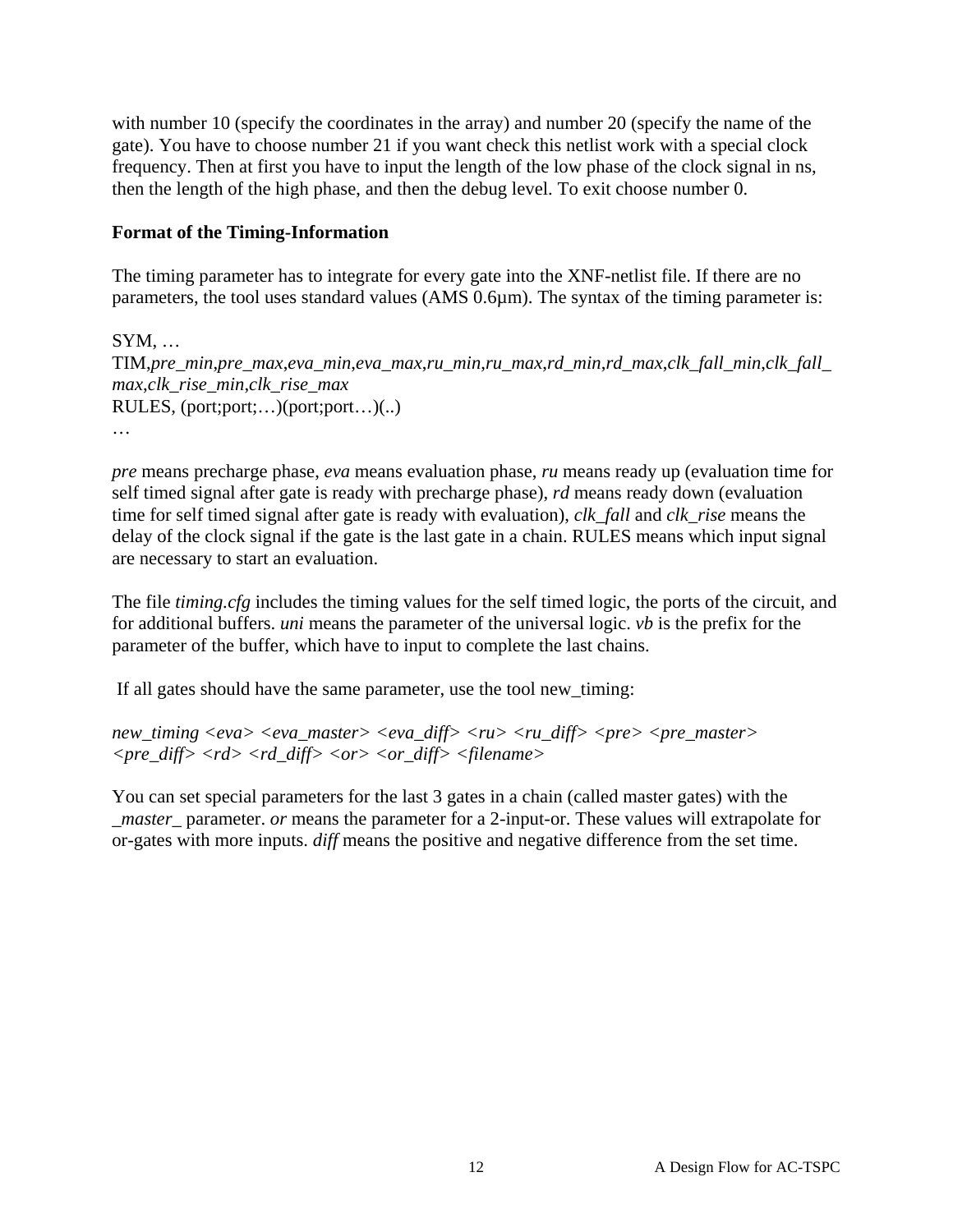with number 10 (specify the coordinates in the array) and number 20 (specify the name of the gate). You have to choose number 21 if you want check this netlist work with a special clock frequency. Then at first you have to input the length of the low phase of the clock signal in ns, then the length of the high phase, and then the debug level. To exit choose number 0.

**Format of the Timing-Information**

The timing parameter has to integrate for every gate into the XNF-netlist file. If there are no parameters, the tool uses standard values (AMS 0.6µm). The syntax of the timing parameter is:

SYM, …
TIM,*pre_min*,*pre_max*,*eva_min*,*eva_max*,*ru_min*,*ru_max*,*rd_min*,*rd_max*,*clk_fall_min*,*clk_fall_max*,*clk_rise_min*,*clk_rise_max*
RULES, (port;port;…)(port;port…)(..)
…

*pre* means precharge phase, *eva* means evaluation phase, *ru* means ready up (evaluation time for self timed signal after gate is ready with precharge phase), *rd* means ready down (evaluation time for self timed signal after gate is ready with evaluation), *clk_fall* and *clk_rise* means the delay of the clock signal if the gate is the last gate in a chain. RULES means which input signal are necessary to start an evaluation.

The file *timing.cfg* includes the timing values for the self timed logic, the ports of the circuit, and for additional buffers. *uni* means the parameter of the universal logic. *vb* is the prefix for the parameter of the buffer, which have to input to complete the last chains.

If all gates should have the same parameter, use the tool new_timing:

*new_timing <eva> <eva_master> <eva_diff> <ru> <ru_diff> <pre> <pre_master> <pre_diff> <rd> <rd_diff> <or> <or_diff> <filename>*

You can set special parameters for the last 3 gates in a chain (called master gates) with the *_master_* parameter. *or* means the parameter for a 2-input-or. These values will extrapolate for or-gates with more inputs. *diff* means the positive and negative difference from the set time.